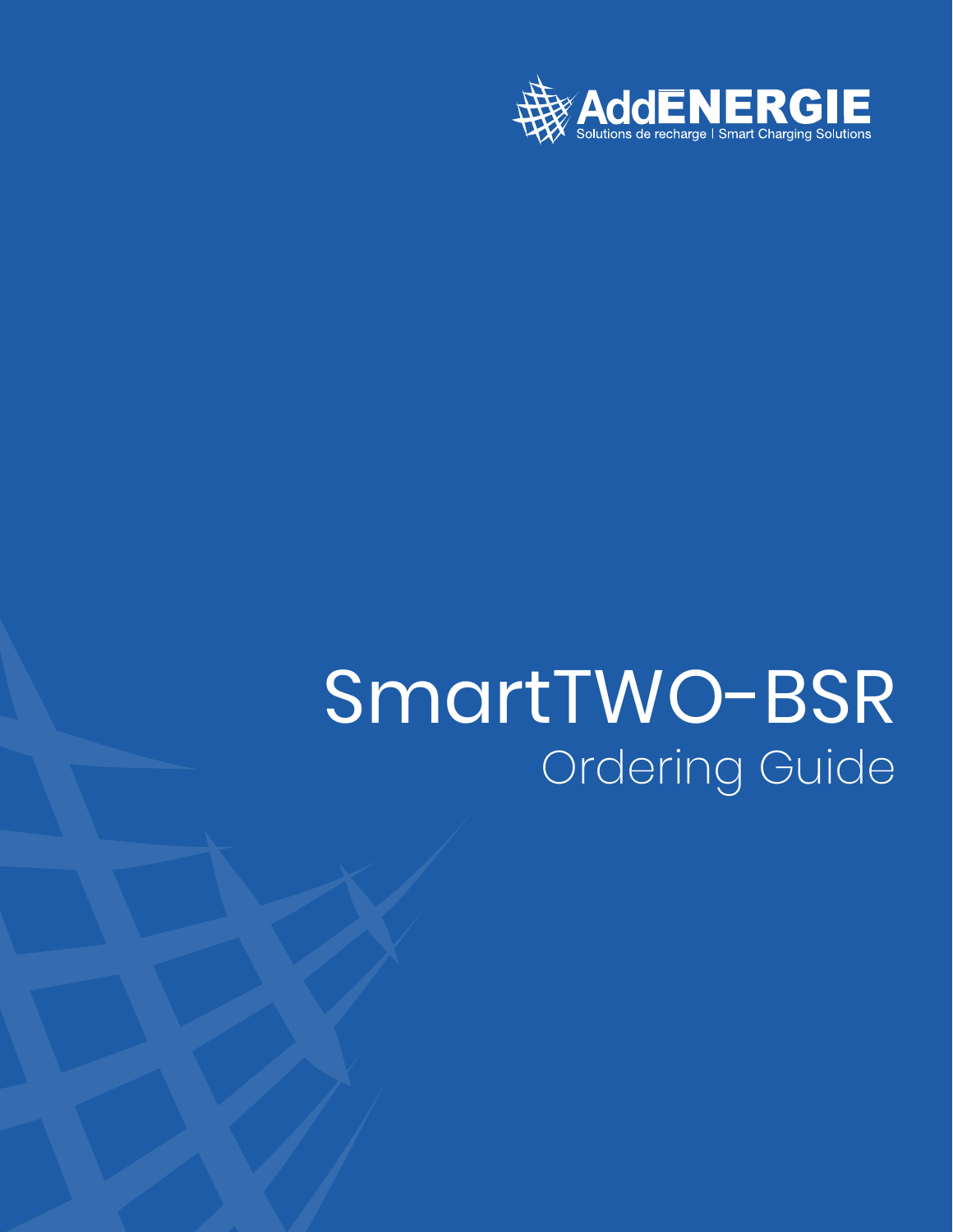AddÉNERGIE

Solutions de recharge | Smart Charging Solutions

# SmartTWO-BSR

## Ordering Guide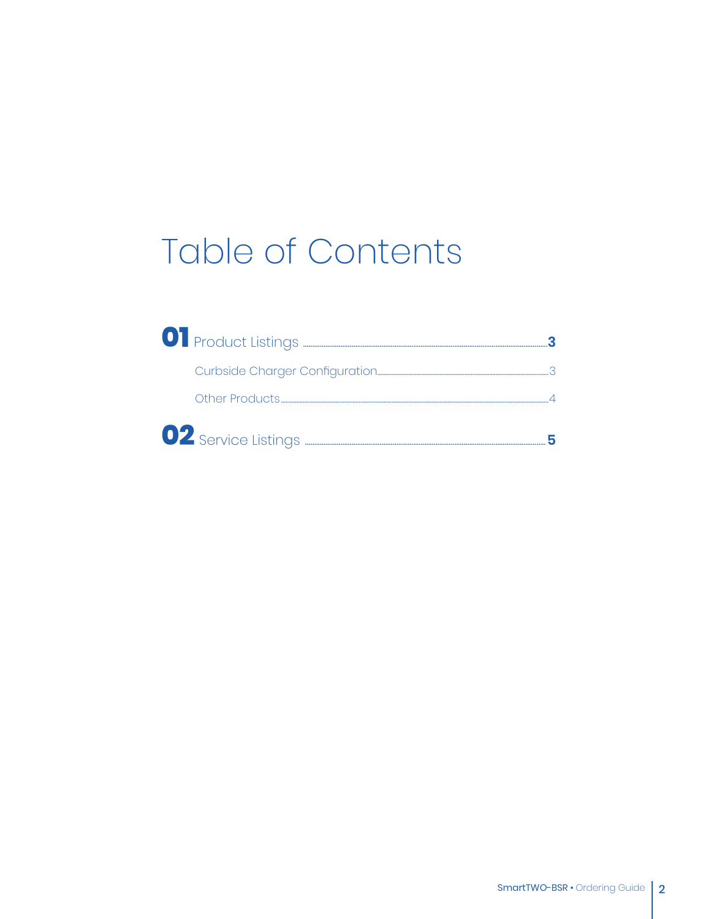# Table of Contents

**01** Product Listings ..... **3**

- Curbside Charger Configuration ..... 3
- Other Products ..... 4

**02** Service Listings ..... **5**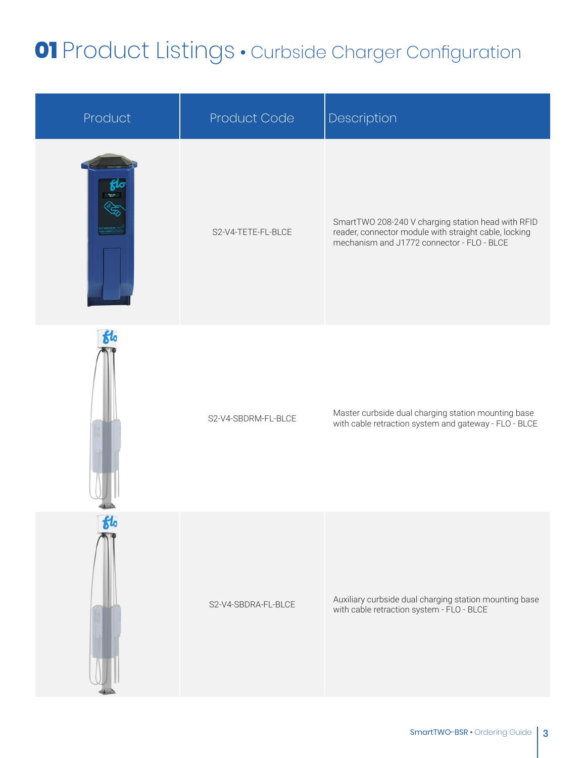# 01 Product Listings • Curbside Charger Configuration

| Product | Product Code | Description |
|---|---|---|
| | S2-V4-TETE-FL-BLCE | SmartTWO 208-240 V charging station head with RFID reader, connector module with straight cable, locking mechanism and J1772 connector - FLO - BLCE |
| | S2-V4-SBDRM-FL-BLCE | Master curbside dual charging station mounting base with cable retraction system and gateway - FLO - BLCE |
| | S2-V4-SBDRA-FL-BLCE | Auxiliary curbside dual charging station mounting base with cable retraction system - FLO - BLCE |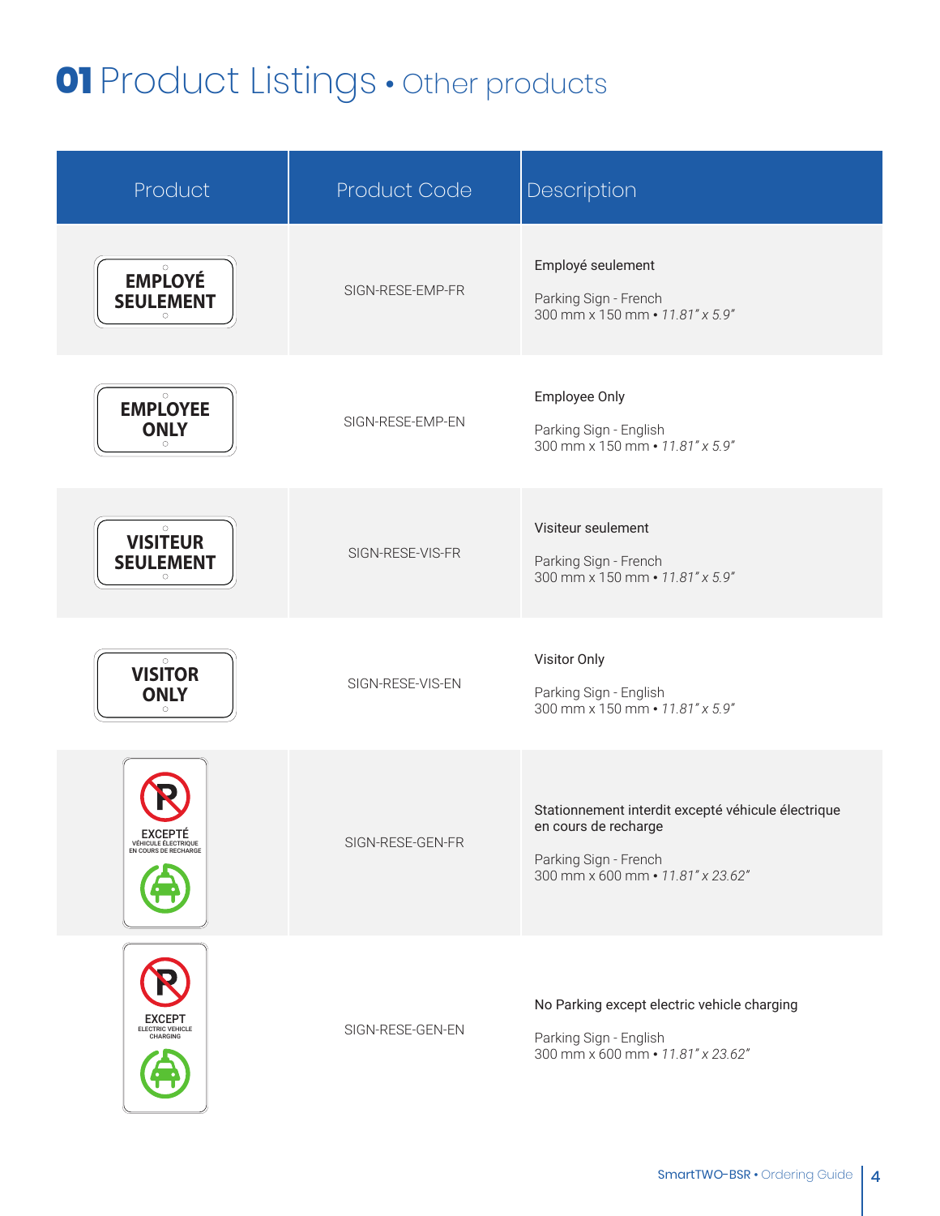# 01 Product Listings • Other products

| Product | Product Code | Description |
|---|---|---|
| EMPLOYÉ SEULEMENT | SIGN-RESE-EMP-FR | Employé seulement<br><br>Parking Sign - French<br>300 mm x 150 mm • *11.81" x 5.9"* |
| EMPLOYEE ONLY | SIGN-RESE-EMP-EN | Employee Only<br><br>Parking Sign - English<br>300 mm x 150 mm • *11.81" x 5.9"* |
| VISITEUR SEULEMENT | SIGN-RESE-VIS-FR | Visiteur seulement<br><br>Parking Sign - French<br>300 mm x 150 mm • *11.81" x 5.9"* |
| VISITOR ONLY | SIGN-RESE-VIS-EN | Visitor Only<br><br>Parking Sign - English<br>300 mm x 150 mm • *11.81" x 5.9"* |
| EXCEPTÉ VÉHICULE ÉLECTRIQUE EN COURS DE RECHARGE | SIGN-RESE-GEN-FR | Stationnement interdit excepté véhicule électrique en cours de recharge<br><br>Parking Sign - French<br>300 mm x 600 mm • *11.81" x 23.62"* |
| EXCEPT ELECTRIC VEHICLE CHARGING | SIGN-RESE-GEN-EN | No Parking except electric vehicle charging<br><br>Parking Sign - English<br>300 mm x 600 mm • *11.81" x 23.62"* |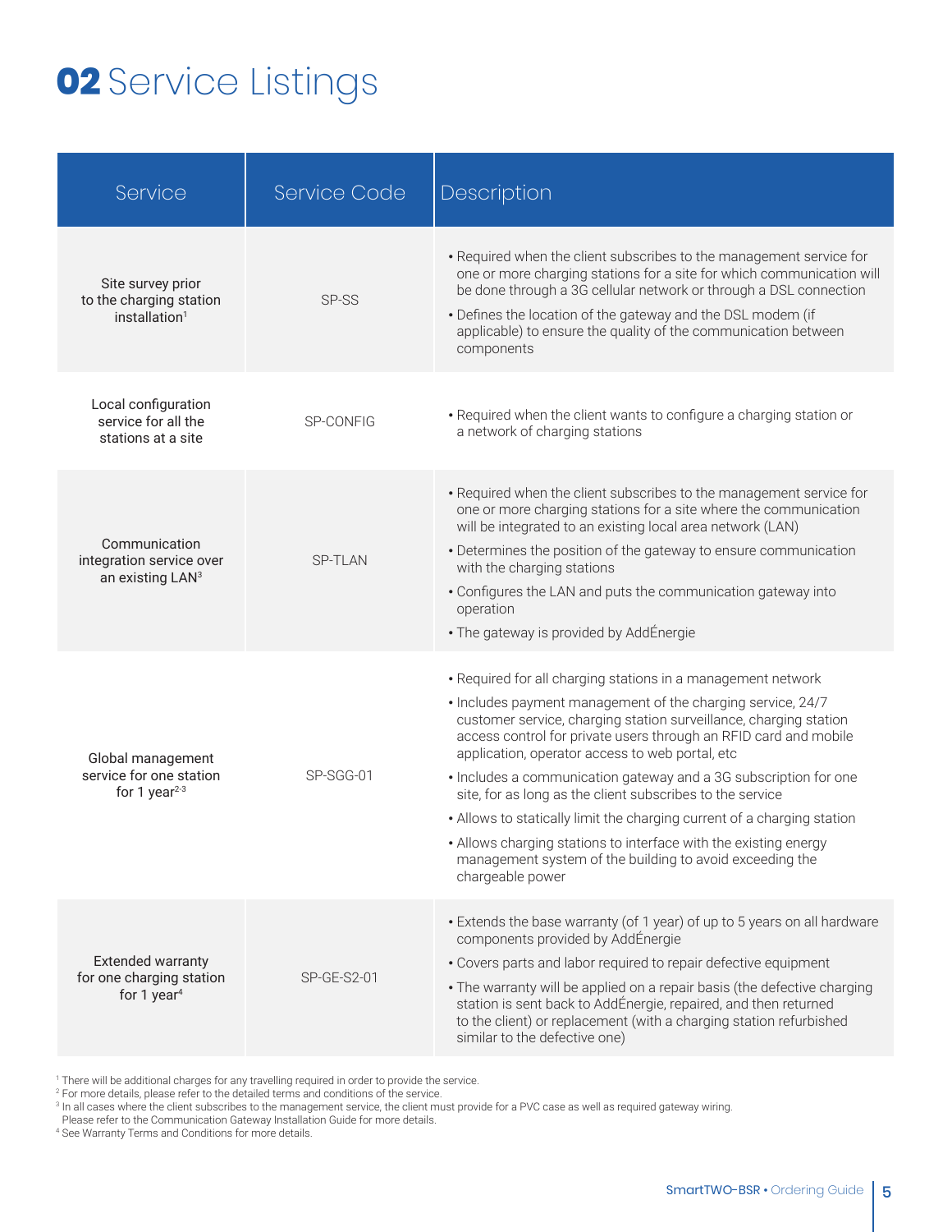# 02 Service Listings

| Service | Service Code | Description |
| --- | --- | --- |
| Site survey prior to the charging station installation[1] | SP-SS | • Required when the client subscribes to the management service for one or more charging stations for a site for which communication will be done through a 3G cellular network or through a DSL connection<br>• Defines the location of the gateway and the DSL modem (if applicable) to ensure the quality of the communication between components |
| Local configuration service for all the stations at a site | SP-CONFIG | • Required when the client wants to configure a charging station or a network of charging stations |
| Communication integration service over an existing LAN[3] | SP-TLAN | • Required when the client subscribes to the management service for one or more charging stations for a site where the communication will be integrated to an existing local area network (LAN)<br>• Determines the position of the gateway to ensure communication with the charging stations<br>• Configures the LAN and puts the communication gateway into operation<br>• The gateway is provided by AddÉnergie |
| Global management service for one station for 1 year[2-3] | SP-SGG-01 | • Required for all charging stations in a management network<br>• Includes payment management of the charging service, 24/7 customer service, charging station surveillance, charging station access control for private users through an RFID card and mobile application, operator access to web portal, etc<br>• Includes a communication gateway and a 3G subscription for one site, for as long as the client subscribes to the service<br>• Allows to statically limit the charging current of a charging station<br>• Allows charging stations to interface with the existing energy management system of the building to avoid exceeding the chargeable power |
| Extended warranty for one charging station for 1 year[4] | SP-GE-S2-01 | • Extends the base warranty (of 1 year) of up to 5 years on all hardware components provided by AddÉnergie<br>• Covers parts and labor required to repair defective equipment<br>• The warranty will be applied on a repair basis (the defective charging station is sent back to AddÉnergie, repaired, and then returned to the client) or replacement (with a charging station refurbished similar to the defective one) |

[1] There will be additional charges for any travelling required in order to provide the service.
[2] For more details, please refer to the detailed terms and conditions of the service.
[3] In all cases where the client subscribes to the management service, the client must provide for a PVC case as well as required gateway wiring. Please refer to the Communication Gateway Installation Guide for more details.
[4] See Warranty Terms and Conditions for more details.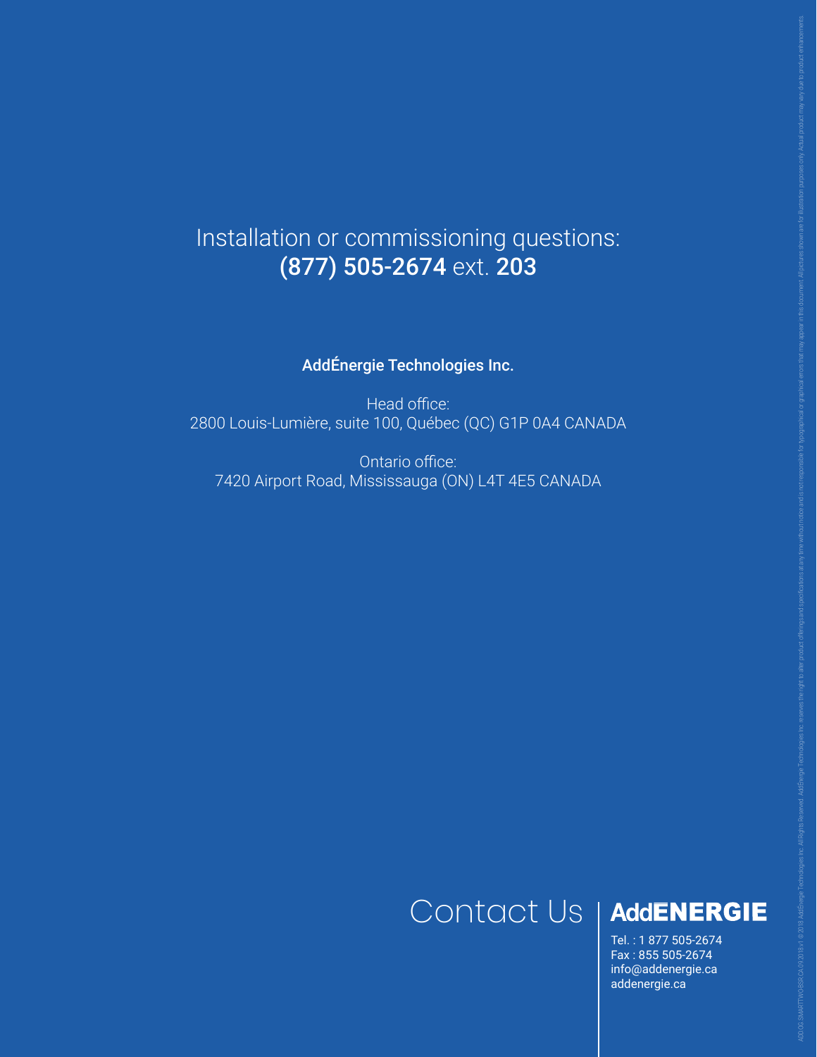Installation or commissioning questions:
**(877) 505-2674** ext. **203**

**AddÉnergie Technologies Inc.**

Head office:
2800 Louis-Lumière, suite 100, Québec (QC) G1P 0A4 CANADA

Ontario office:
7420 Airport Road, Mississauga (ON) L4T 4E5 CANADA

## Contact Us

**AddENERGIE**

Tel. : 1 877 505-2674
Fax : 855 505-2674
info@addenergie.ca
addenergie.ca